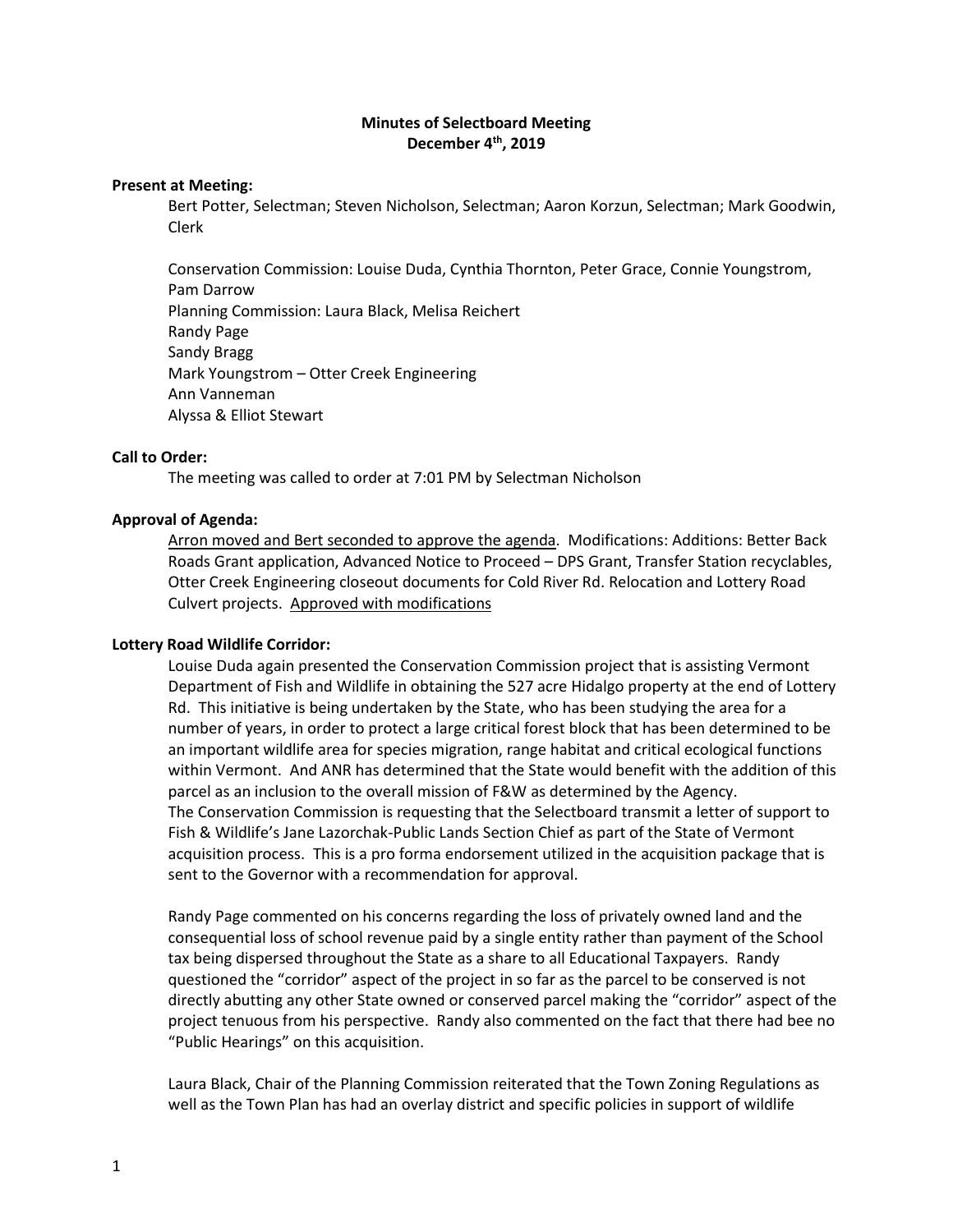**Minutes of Selectboard Meeting**
**December 4th, 2019**

**Present at Meeting:**

Bert Potter, Selectman; Steven Nicholson, Selectman; Aaron Korzun, Selectman; Mark Goodwin, Clerk

Conservation Commission: Louise Duda, Cynthia Thornton, Peter Grace, Connie Youngstrom, Pam Darrow
Planning Commission: Laura Black, Melisa Reichert
Randy Page
Sandy Bragg
Mark Youngstrom – Otter Creek Engineering
Ann Vanneman
Alyssa & Elliot Stewart

**Call to Order:**

The meeting was called to order at 7:01 PM by Selectman Nicholson

**Approval of Agenda:**

Arron moved and Bert seconded to approve the agenda. Modifications: Additions: Better Back Roads Grant application, Advanced Notice to Proceed – DPS Grant, Transfer Station recyclables, Otter Creek Engineering closeout documents for Cold River Rd. Relocation and Lottery Road Culvert projects. Approved with modifications

**Lottery Road Wildlife Corridor:**

Louise Duda again presented the Conservation Commission project that is assisting Vermont Department of Fish and Wildlife in obtaining the 527 acre Hidalgo property at the end of Lottery Rd. This initiative is being undertaken by the State, who has been studying the area for a number of years, in order to protect a large critical forest block that has been determined to be an important wildlife area for species migration, range habitat and critical ecological functions within Vermont. And ANR has determined that the State would benefit with the addition of this parcel as an inclusion to the overall mission of F&W as determined by the Agency.
The Conservation Commission is requesting that the Selectboard transmit a letter of support to Fish & Wildlife's Jane Lazorchak-Public Lands Section Chief as part of the State of Vermont acquisition process. This is a pro forma endorsement utilized in the acquisition package that is sent to the Governor with a recommendation for approval.

Randy Page commented on his concerns regarding the loss of privately owned land and the consequential loss of school revenue paid by a single entity rather than payment of the School tax being dispersed throughout the State as a share to all Educational Taxpayers. Randy questioned the "corridor" aspect of the project in so far as the parcel to be conserved is not directly abutting any other State owned or conserved parcel making the "corridor" aspect of the project tenuous from his perspective. Randy also commented on the fact that there had bee no "Public Hearings" on this acquisition.

Laura Black, Chair of the Planning Commission reiterated that the Town Zoning Regulations as well as the Town Plan has had an overlay district and specific policies in support of wildlife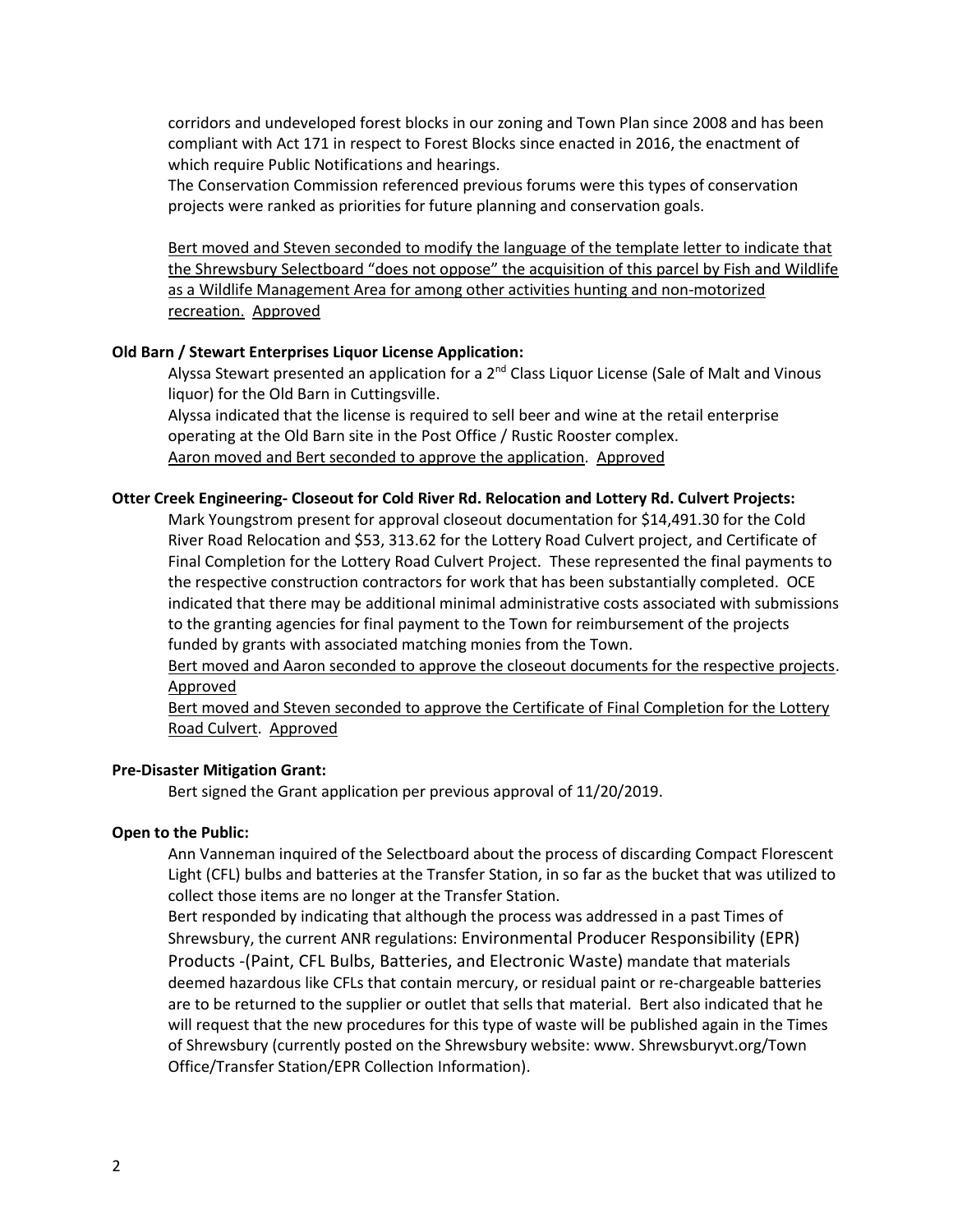corridors and undeveloped forest blocks in our zoning and Town Plan since 2008 and has been compliant with Act 171 in respect to Forest Blocks since enacted in 2016, the enactment of which require Public Notifications and hearings.

The Conservation Commission referenced previous forums were this types of conservation projects were ranked as priorities for future planning and conservation goals.

<u>Bert moved and Steven seconded to modify the language of the template letter to indicate that the Shrewsbury Selectboard "does not oppose" the acquisition of this parcel by Fish and Wildlife as a Wildlife Management Area for among other activities hunting and non-motorized recreation.</u> <u>Approved</u>

**Old Barn / Stewart Enterprises Liquor License Application:**

Alyssa Stewart presented an application for a 2nd Class Liquor License (Sale of Malt and Vinous liquor) for the Old Barn in Cuttingsville.

Alyssa indicated that the license is required to sell beer and wine at the retail enterprise operating at the Old Barn site in the Post Office / Rustic Rooster complex.

<u>Aaron moved and Bert seconded to approve the application</u>. <u>Approved</u>

**Otter Creek Engineering- Closeout for Cold River Rd. Relocation and Lottery Rd. Culvert Projects:**

Mark Youngstrom present for approval closeout documentation for $14,491.30 for the Cold River Road Relocation and $53, 313.62 for the Lottery Road Culvert project, and Certificate of Final Completion for the Lottery Road Culvert Project. These represented the final payments to the respective construction contractors for work that has been substantially completed. OCE indicated that there may be additional minimal administrative costs associated with submissions to the granting agencies for final payment to the Town for reimbursement of the projects funded by grants with associated matching monies from the Town.

<u>Bert moved and Aaron seconded to approve the closeout documents for the respective projects</u>. <u>Approved</u>

<u>Bert moved and Steven seconded to approve the Certificate of Final Completion for the Lottery Road Culvert</u>. <u>Approved</u>

**Pre-Disaster Mitigation Grant:**

Bert signed the Grant application per previous approval of 11/20/2019.

**Open to the Public:**

Ann Vanneman inquired of the Selectboard about the process of discarding Compact Florescent Light (CFL) bulbs and batteries at the Transfer Station, in so far as the bucket that was utilized to collect those items are no longer at the Transfer Station.

Bert responded by indicating that although the process was addressed in a past Times of Shrewsbury, the current ANR regulations: Environmental Producer Responsibility (EPR) Products -(Paint, CFL Bulbs, Batteries, and Electronic Waste) mandate that materials deemed hazardous like CFLs that contain mercury, or residual paint or re-chargeable batteries are to be returned to the supplier or outlet that sells that material. Bert also indicated that he will request that the new procedures for this type of waste will be published again in the Times of Shrewsbury (currently posted on the Shrewsbury website: www. Shrewsburyvt.org/Town Office/Transfer Station/EPR Collection Information).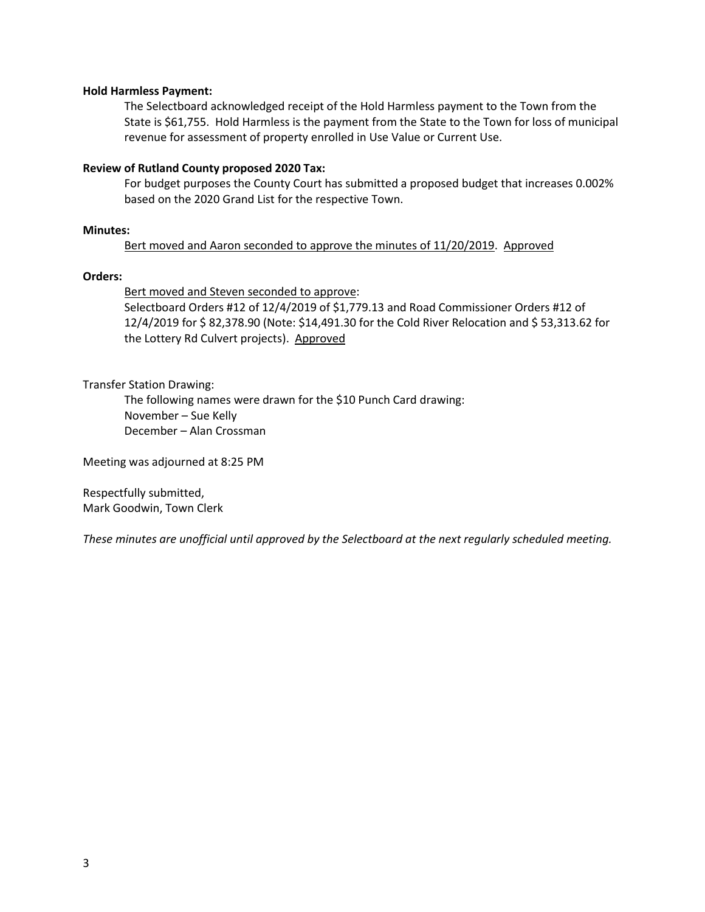**Hold Harmless Payment:**

The Selectboard acknowledged receipt of the Hold Harmless payment to the Town from the State is $61,755. Hold Harmless is the payment from the State to the Town for loss of municipal revenue for assessment of property enrolled in Use Value or Current Use.

**Review of Rutland County proposed 2020 Tax:**

For budget purposes the County Court has submitted a proposed budget that increases 0.002% based on the 2020 Grand List for the respective Town.

**Minutes:**

Bert moved and Aaron seconded to approve the minutes of 11/20/2019. Approved

**Orders:**

Bert moved and Steven seconded to approve:
Selectboard Orders #12 of 12/4/2019 of $1,779.13 and Road Commissioner Orders #12 of 12/4/2019 for $ 82,378.90 (Note: $14,491.30 for the Cold River Relocation and $ 53,313.62 for the Lottery Rd Culvert projects). Approved

Transfer Station Drawing:

The following names were drawn for the $10 Punch Card drawing:
November – Sue Kelly
December – Alan Crossman

Meeting was adjourned at 8:25 PM

Respectfully submitted,
Mark Goodwin, Town Clerk

*These minutes are unofficial until approved by the Selectboard at the next regularly scheduled meeting.*